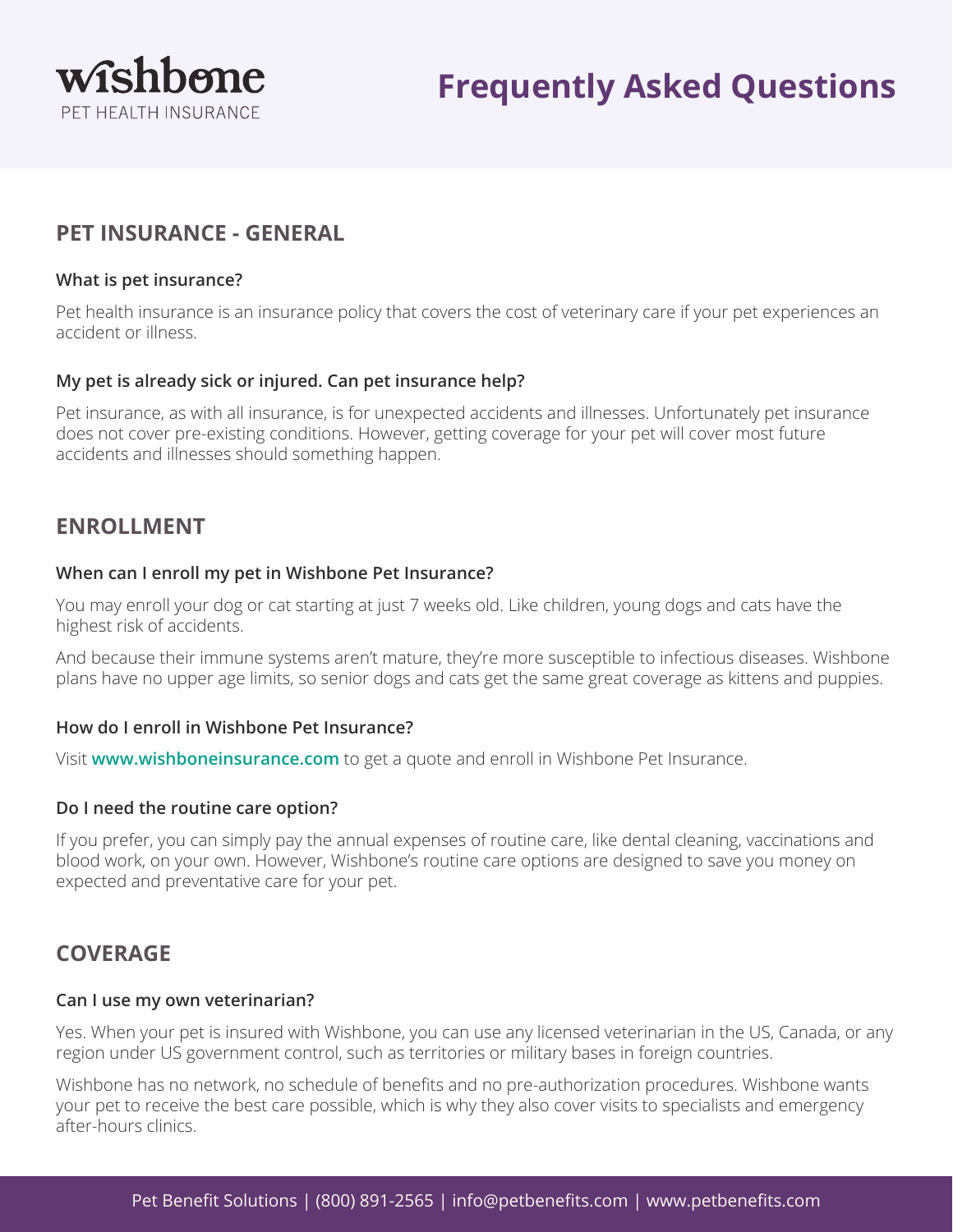wishbone
PET HEALTH INSURANCE

# Frequently Asked Questions

## PET INSURANCE - GENERAL

### What is pet insurance?

Pet health insurance is an insurance policy that covers the cost of veterinary care if your pet experiences an accident or illness.

### My pet is already sick or injured. Can pet insurance help?

Pet insurance, as with all insurance, is for unexpected accidents and illnesses. Unfortunately pet insurance does not cover pre-existing conditions. However, getting coverage for your pet will cover most future accidents and illnesses should something happen.

## ENROLLMENT

### When can I enroll my pet in Wishbone Pet Insurance?

You may enroll your dog or cat starting at just 7 weeks old. Like children, young dogs and cats have the highest risk of accidents.

And because their immune systems aren't mature, they're more susceptible to infectious diseases. Wishbone plans have no upper age limits, so senior dogs and cats get the same great coverage as kittens and puppies.

### How do I enroll in Wishbone Pet Insurance?

Visit **www.wishboneinsurance.com** to get a quote and enroll in Wishbone Pet Insurance.

### Do I need the routine care option?

If you prefer, you can simply pay the annual expenses of routine care, like dental cleaning, vaccinations and blood work, on your own. However, Wishbone's routine care options are designed to save you money on expected and preventative care for your pet.

## COVERAGE

### Can I use my own veterinarian?

Yes. When your pet is insured with Wishbone, you can use any licensed veterinarian in the US, Canada, or any region under US government control, such as territories or military bases in foreign countries.

Wishbone has no network, no schedule of benefits and no pre-authorization procedures. Wishbone wants your pet to receive the best care possible, which is why they also cover visits to specialists and emergency after-hours clinics.

Pet Benefit Solutions | (800) 891-2565 | info@petbenefits.com | www.petbenefits.com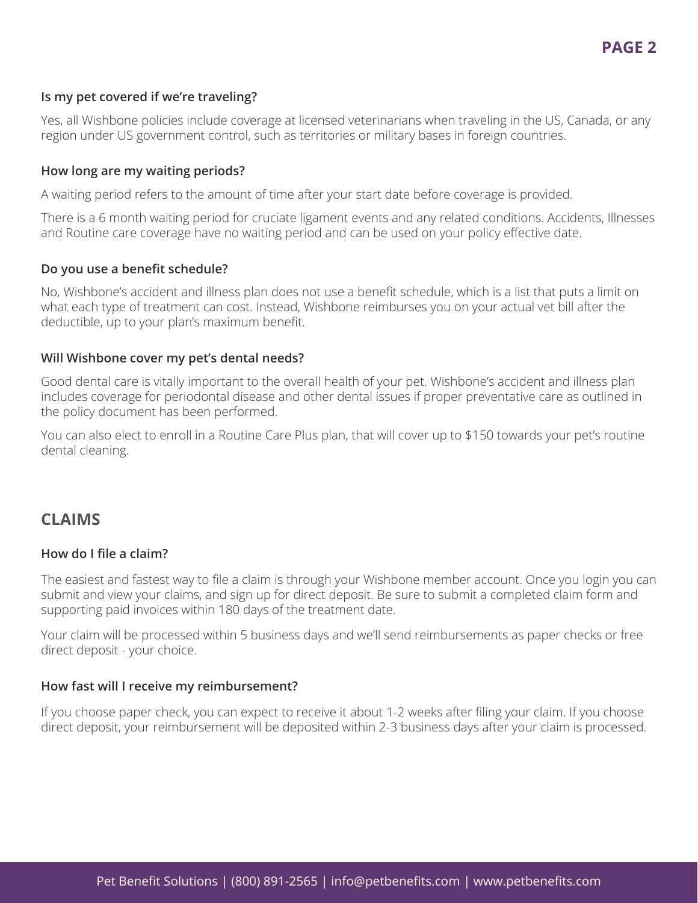### Is my pet covered if we're traveling?

Yes, all Wishbone policies include coverage at licensed veterinarians when traveling in the US, Canada, or any region under US government control, such as territories or military bases in foreign countries.

### How long are my waiting periods?

A waiting period refers to the amount of time after your start date before coverage is provided.

There is a 6 month waiting period for cruciate ligament events and any related conditions. Accidents, Illnesses and Routine care coverage have no waiting period and can be used on your policy effective date.

### Do you use a benefit schedule?

No, Wishbone's accident and illness plan does not use a benefit schedule, which is a list that puts a limit on what each type of treatment can cost. Instead, Wishbone reimburses you on your actual vet bill after the deductible, up to your plan's maximum benefit.

### Will Wishbone cover my pet's dental needs?

Good dental care is vitally important to the overall health of your pet. Wishbone's accident and illness plan includes coverage for periodontal disease and other dental issues if proper preventative care as outlined in the policy document has been performed.

You can also elect to enroll in a Routine Care Plus plan, that will cover up to $150 towards your pet's routine dental cleaning.

## CLAIMS

### How do I file a claim?

The easiest and fastest way to file a claim is through your Wishbone member account. Once you login you can submit and view your claims, and sign up for direct deposit. Be sure to submit a completed claim form and supporting paid invoices within 180 days of the treatment date.

Your claim will be processed within 5 business days and we'll send reimbursements as paper checks or free direct deposit - your choice.

### How fast will I receive my reimbursement?

If you choose paper check, you can expect to receive it about 1-2 weeks after filing your claim. If you choose direct deposit, your reimbursement will be deposited within 2-3 business days after your claim is processed.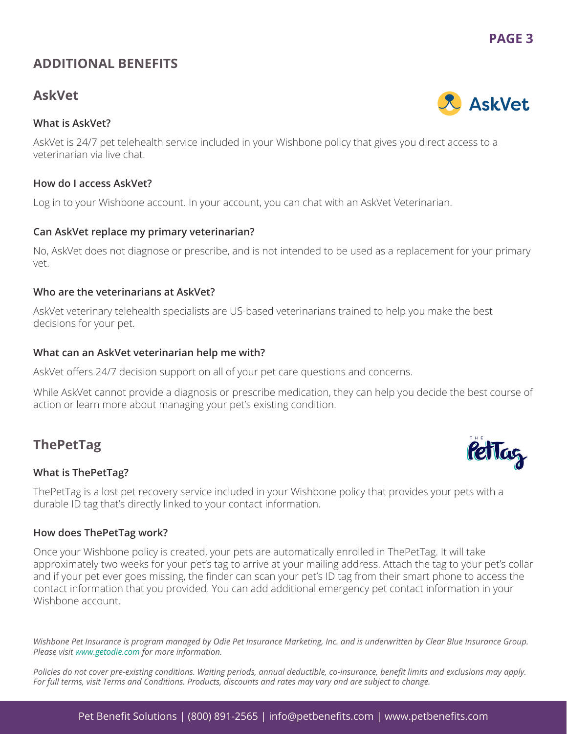## ADDITIONAL BENEFITS

### AskVet

#### What is AskVet?

AskVet is 24/7 pet telehealth service included in your Wishbone policy that gives you direct access to a veterinarian via live chat.

#### How do I access AskVet?

Log in to your Wishbone account. In your account, you can chat with an AskVet Veterinarian.

#### Can AskVet replace my primary veterinarian?

No, AskVet does not diagnose or prescribe, and is not intended to be used as a replacement for your primary vet.

#### Who are the veterinarians at AskVet?

AskVet veterinary telehealth specialists are US-based veterinarians trained to help you make the best decisions for your pet.

#### What can an AskVet veterinarian help me with?

AskVet offers 24/7 decision support on all of your pet care questions and concerns.

While AskVet cannot provide a diagnosis or prescribe medication, they can help you decide the best course of action or learn more about managing your pet's existing condition.

### ThePetTag

#### What is ThePetTag?

ThePetTag is a lost pet recovery service included in your Wishbone policy that provides your pets with a durable ID tag that's directly linked to your contact information.

#### How does ThePetTag work?

Once your Wishbone policy is created, your pets are automatically enrolled in ThePetTag. It will take approximately two weeks for your pet's tag to arrive at your mailing address. Attach the tag to your pet's collar and if your pet ever goes missing, the finder can scan your pet's ID tag from their smart phone to access the contact information that you provided. You can add additional emergency pet contact information in your Wishbone account.

*Wishbone Pet Insurance is program managed by Odie Pet Insurance Marketing, Inc. and is underwritten by Clear Blue Insurance Group. Please visit www.getodie.com for more information.*

*Policies do not cover pre-existing conditions. Waiting periods, annual deductible, co-insurance, benefit limits and exclusions may apply. For full terms, visit Terms and Conditions. Products, discounts and rates may vary and are subject to change.*

Pet Benefit Solutions | (800) 891-2565 | info@petbenefits.com | www.petbenefits.com